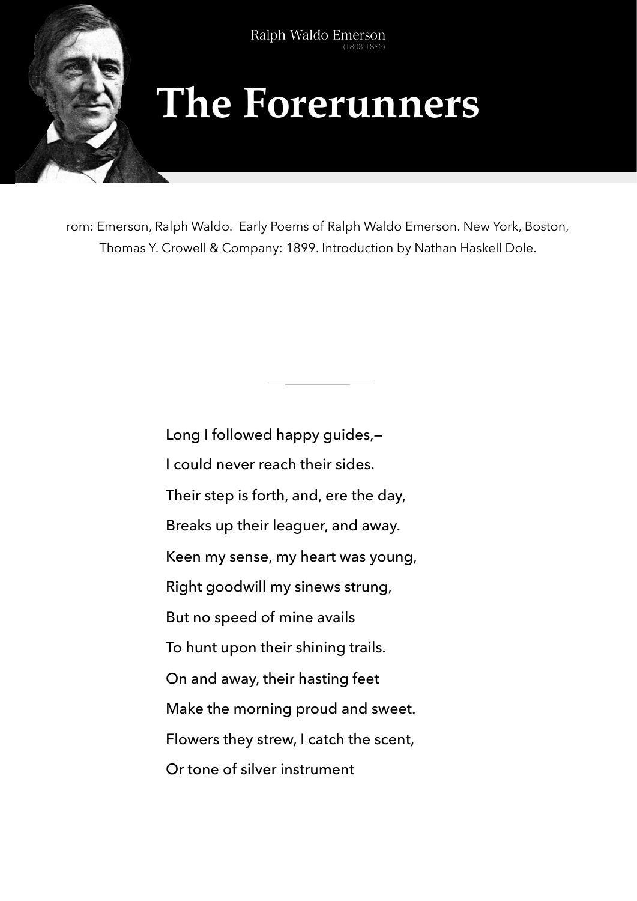Ralph Waldo Emerson
(1803-1882)

# The Forerunners

rom: Emerson, Ralph Waldo. Early Poems of Ralph Waldo Emerson. New York, Boston, Thomas Y. Crowell & Company: 1899. Introduction by Nathan Haskell Dole.

---

Long I followed happy guides,—

I could never reach their sides.

Their step is forth, and, ere the day,

Breaks up their leaguer, and away.

Keen my sense, my heart was young,

Right goodwill my sinews strung,

But no speed of mine avails

To hunt upon their shining trails.

On and away, their hasting feet

Make the morning proud and sweet.

Flowers they strew, I catch the scent,

Or tone of silver instrument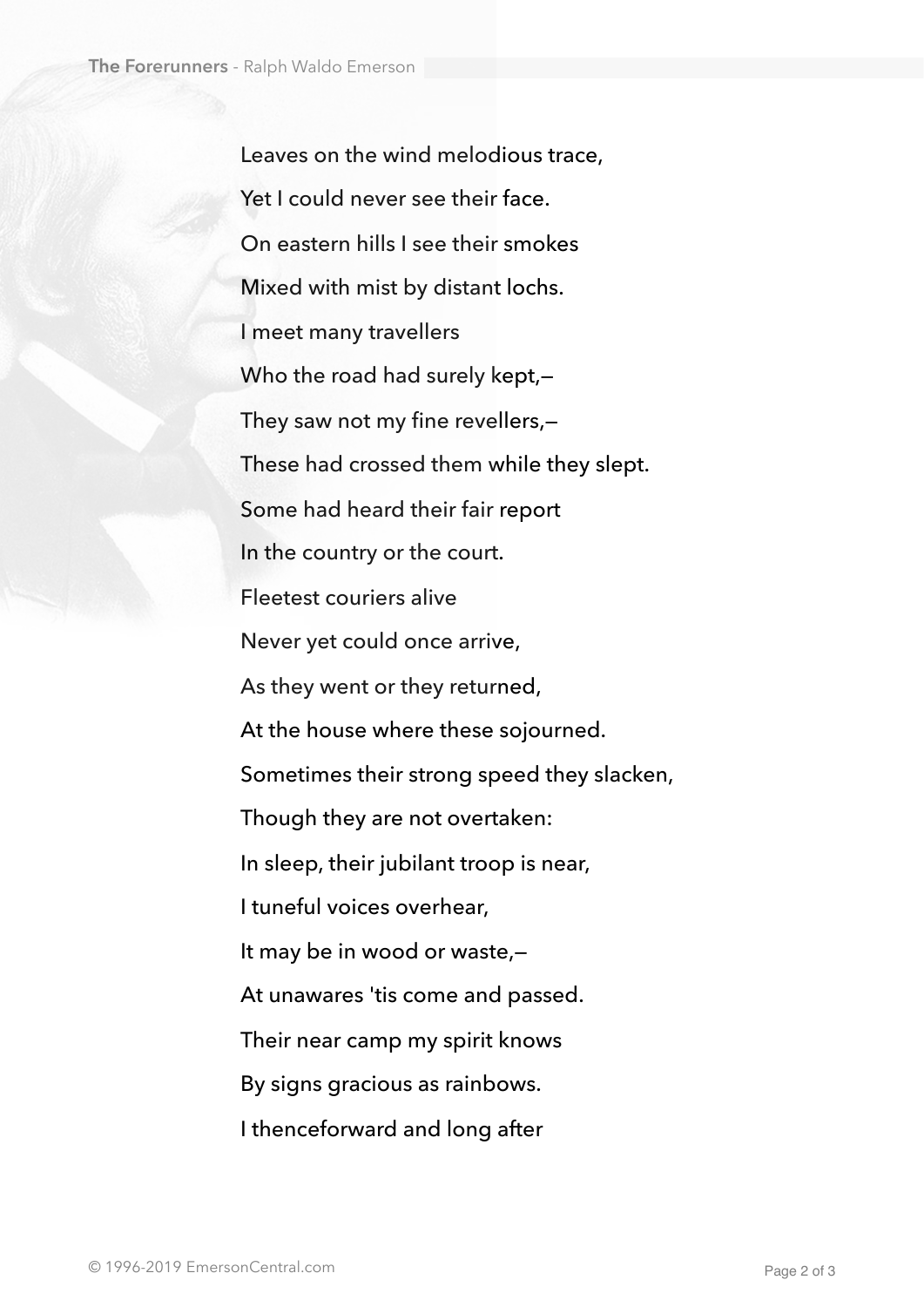Leaves on the wind melodious trace,

Yet I could never see their face.

On eastern hills I see their smokes

Mixed with mist by distant lochs.

I meet many travellers

Who the road had surely kept,—

They saw not my fine revellers,—

These had crossed them while they slept.

Some had heard their fair report

In the country or the court.

Fleetest couriers alive

Never yet could once arrive,

As they went or they returned,

At the house where these sojourned.

Sometimes their strong speed they slacken,

Though they are not overtaken:

In sleep, their jubilant troop is near,

I tuneful voices overhear,

It may be in wood or waste,—

At unawares 'tis come and passed.

Their near camp my spirit knows

By signs gracious as rainbows.

I thenceforward and long after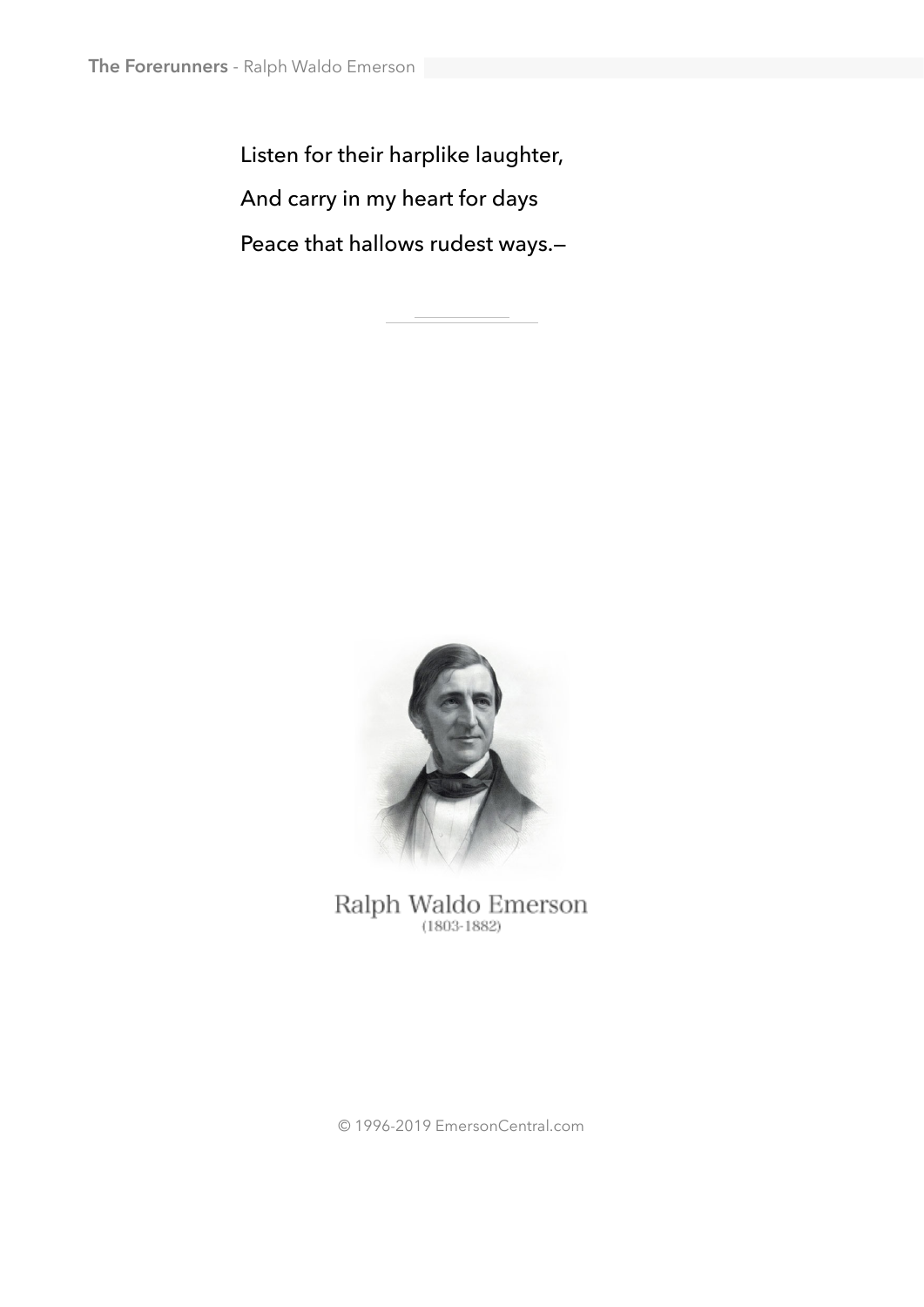Listen for their harplike laughter,

And carry in my heart for days

Peace that hallows rudest ways.—

Ralph Waldo Emerson
(1803-1882)

© 1996-2019 EmersonCentral.com